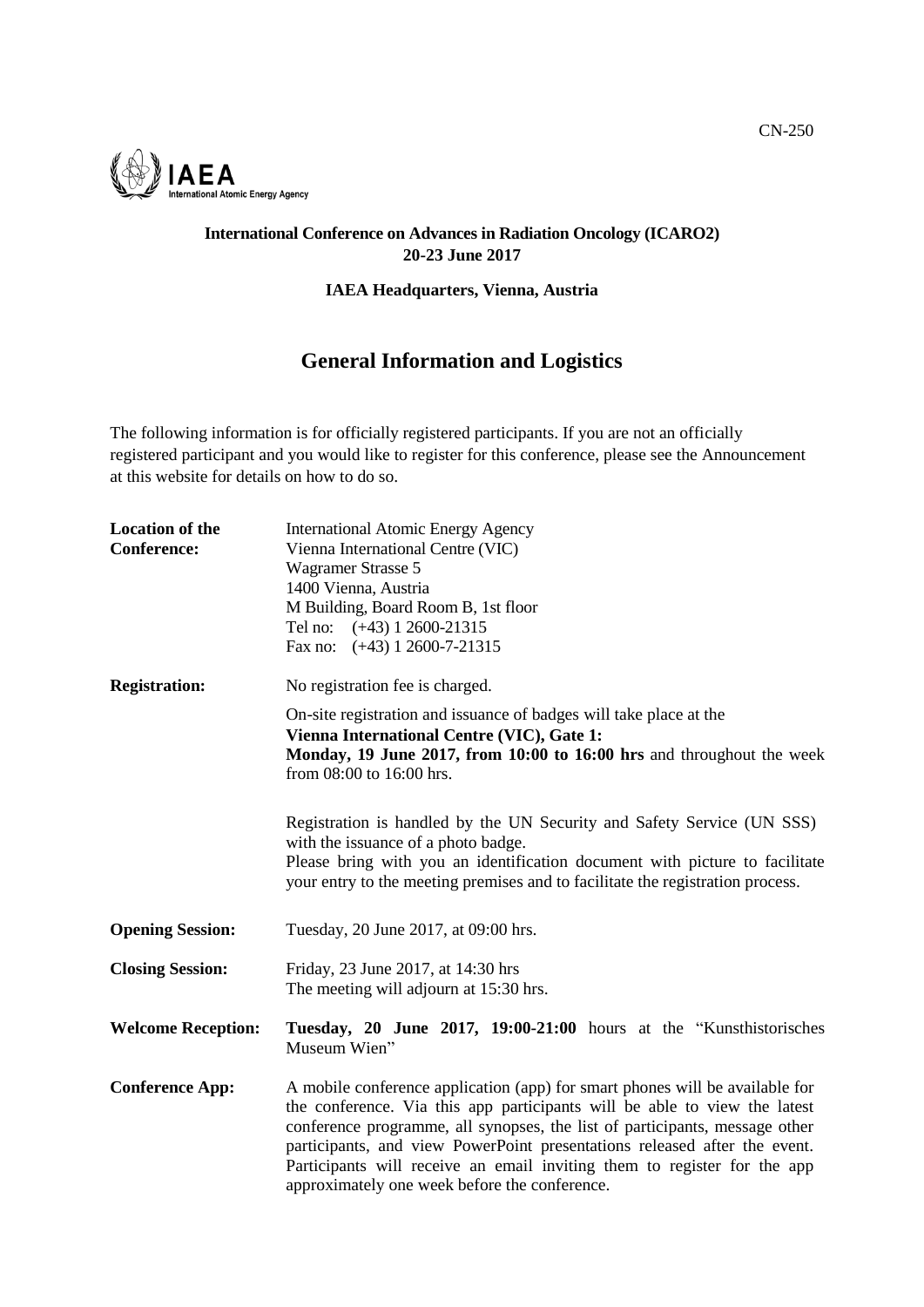CN-250

IAEA
International Atomic Energy Agency

**International Conference on Advances in Radiation Oncology (ICARO2)**
**20-23 June 2017**

**IAEA Headquarters, Vienna, Austria**

# General Information and Logistics

The following information is for officially registered participants. If you are not an officially registered participant and you would like to register for this conference, please see the Announcement at this website for details on how to do so.

| | |
|---|---|
| **Location of the Conference:** | International Atomic Energy Agency<br>Vienna International Centre (VIC)<br>Wagramer Strasse 5<br>1400 Vienna, Austria<br>M Building, Board Room B, 1st floor<br>Tel no: (+43) 1 2600-21315<br>Fax no: (+43) 1 2600-7-21315 |
| **Registration:** | No registration fee is charged.<br><br>On-site registration and issuance of badges will take place at the **Vienna International Centre (VIC), Gate 1:** **Monday, 19 June 2017, from 10:00 to 16:00 hrs** and throughout the week from 08:00 to 16:00 hrs.<br><br>Registration is handled by the UN Security and Safety Service (UN SSS) with the issuance of a photo badge.<br>Please bring with you an identification document with picture to facilitate your entry to the meeting premises and to facilitate the registration process. |
| **Opening Session:** | Tuesday, 20 June 2017, at 09:00 hrs. |
| **Closing Session:** | Friday, 23 June 2017, at 14:30 hrs<br>The meeting will adjourn at 15:30 hrs. |
| **Welcome Reception:** | **Tuesday, 20 June 2017, 19:00-21:00** hours at the "Kunsthistorisches Museum Wien" |
| **Conference App:** | A mobile conference application (app) for smart phones will be available for the conference. Via this app participants will be able to view the latest conference programme, all synopses, the list of participants, message other participants, and view PowerPoint presentations released after the event. Participants will receive an email inviting them to register for the app approximately one week before the conference. |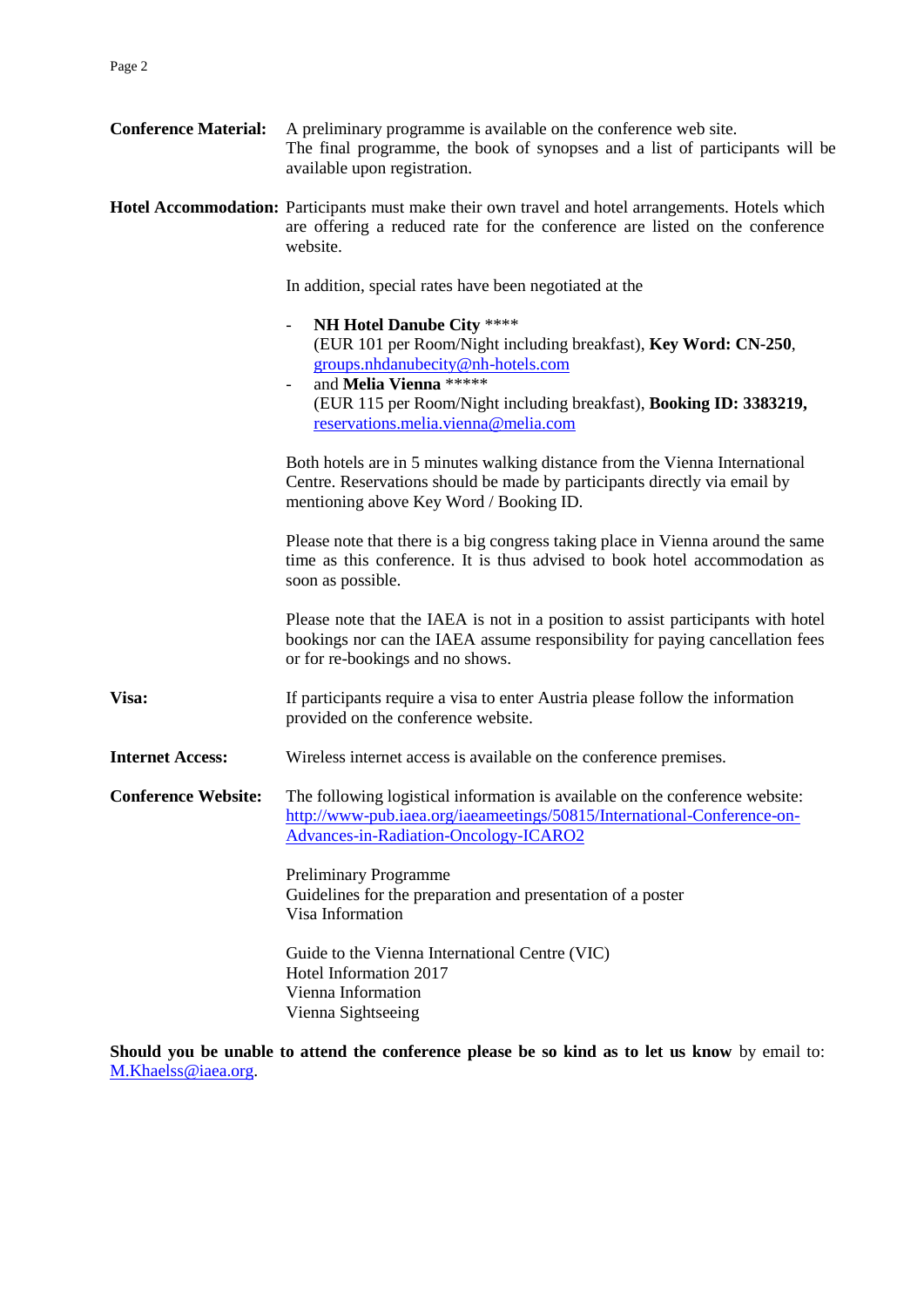**Conference Material:** A preliminary programme is available on the conference web site. The final programme, the book of synopses and a list of participants will be available upon registration.

**Hotel Accommodation:** Participants must make their own travel and hotel arrangements. Hotels which are offering a reduced rate for the conference are listed on the conference website.

In addition, special rates have been negotiated at the

- **NH Hotel Danube City** ****
  (EUR 101 per Room/Night including breakfast), **Key Word: CN-250**, groups.nhdanubecity@nh-hotels.com
- and **Melia Vienna** *****
  (EUR 115 per Room/Night including breakfast), **Booking ID: 3383219,** reservations.melia.vienna@melia.com

Both hotels are in 5 minutes walking distance from the Vienna International Centre. Reservations should be made by participants directly via email by mentioning above Key Word / Booking ID.

Please note that there is a big congress taking place in Vienna around the same time as this conference. It is thus advised to book hotel accommodation as soon as possible.

Please note that the IAEA is not in a position to assist participants with hotel bookings nor can the IAEA assume responsibility for paying cancellation fees or for re-bookings and no shows.

**Visa:** If participants require a visa to enter Austria please follow the information provided on the conference website.

**Internet Access:** Wireless internet access is available on the conference premises.

**Conference Website:** The following logistical information is available on the conference website: http://www-pub.iaea.org/iaeameetings/50815/International-Conference-on-Advances-in-Radiation-Oncology-ICARO2

Preliminary Programme
Guidelines for the preparation and presentation of a poster
Visa Information

Guide to the Vienna International Centre (VIC)
Hotel Information 2017
Vienna Information
Vienna Sightseeing

**Should you be unable to attend the conference please be so kind as to let us know** by email to: M.Khaelss@iaea.org.